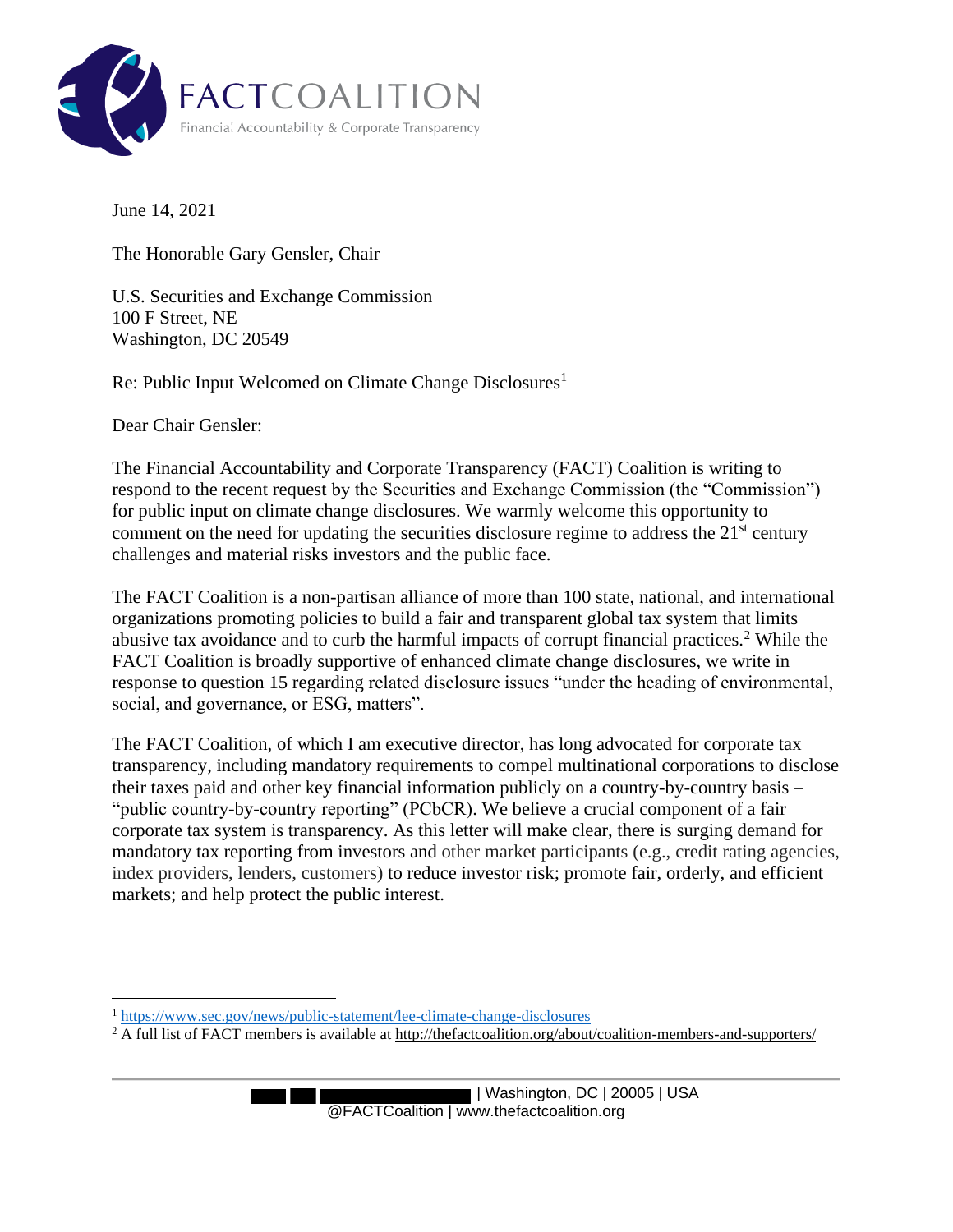FACTCOALITION

Financial Accountability & Corporate Transparency

June 14, 2021

The Honorable Gary Gensler, Chair

U.S. Securities and Exchange Commission
100 F Street, NE
Washington, DC 20549

Re: Public Input Welcomed on Climate Change Disclosures[1]

Dear Chair Gensler:

The Financial Accountability and Corporate Transparency (FACT) Coalition is writing to respond to the recent request by the Securities and Exchange Commission (the "Commission") for public input on climate change disclosures. We warmly welcome this opportunity to comment on the need for updating the securities disclosure regime to address the 21st century challenges and material risks investors and the public face.

The FACT Coalition is a non-partisan alliance of more than 100 state, national, and international organizations promoting policies to build a fair and transparent global tax system that limits abusive tax avoidance and to curb the harmful impacts of corrupt financial practices.[2] While the FACT Coalition is broadly supportive of enhanced climate change disclosures, we write in response to question 15 regarding related disclosure issues "under the heading of environmental, social, and governance, or ESG, matters".

The FACT Coalition, of which I am executive director, has long advocated for corporate tax transparency, including mandatory requirements to compel multinational corporations to disclose their taxes paid and other key financial information publicly on a country-by-country basis – "public country-by-country reporting" (PCbCR). We believe a crucial component of a fair corporate tax system is transparency. As this letter will make clear, there is surging demand for mandatory tax reporting from investors and other market participants (e.g., credit rating agencies, index providers, lenders, customers) to reduce investor risk; promote fair, orderly, and efficient markets; and help protect the public interest.

---

[1] https://www.sec.gov/news/public-statement/lee-climate-change-disclosures

[2] A full list of FACT members is available at http://thefactcoalition.org/about/coalition-members-and-supporters/

| Washington, DC | 20005 | USA
@FACTCoalition | www.thefactcoalition.org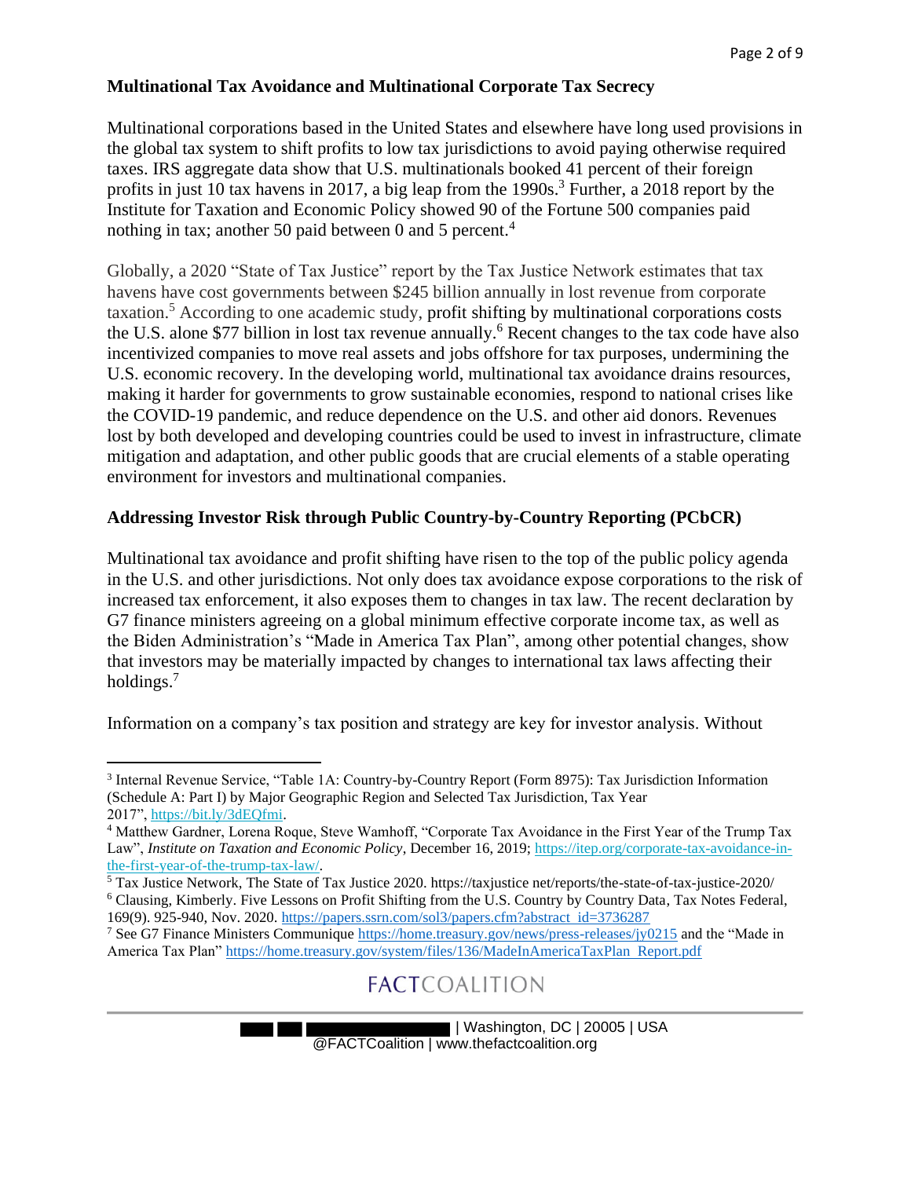## Multinational Tax Avoidance and Multinational Corporate Tax Secrecy

Multinational corporations based in the United States and elsewhere have long used provisions in the global tax system to shift profits to low tax jurisdictions to avoid paying otherwise required taxes. IRS aggregate data show that U.S. multinationals booked 41 percent of their foreign profits in just 10 tax havens in 2017, a big leap from the 1990s.[3] Further, a 2018 report by the Institute for Taxation and Economic Policy showed 90 of the Fortune 500 companies paid nothing in tax; another 50 paid between 0 and 5 percent.[4]

Globally, a 2020 "State of Tax Justice" report by the Tax Justice Network estimates that tax havens have cost governments between $245 billion annually in lost revenue from corporate taxation.[5] According to one academic study, profit shifting by multinational corporations costs the U.S. alone $77 billion in lost tax revenue annually.[6] Recent changes to the tax code have also incentivized companies to move real assets and jobs offshore for tax purposes, undermining the U.S. economic recovery. In the developing world, multinational tax avoidance drains resources, making it harder for governments to grow sustainable economies, respond to national crises like the COVID-19 pandemic, and reduce dependence on the U.S. and other aid donors. Revenues lost by both developed and developing countries could be used to invest in infrastructure, climate mitigation and adaptation, and other public goods that are crucial elements of a stable operating environment for investors and multinational companies.

## Addressing Investor Risk through Public Country-by-Country Reporting (PCbCR)

Multinational tax avoidance and profit shifting have risen to the top of the public policy agenda in the U.S. and other jurisdictions. Not only does tax avoidance expose corporations to the risk of increased tax enforcement, it also exposes them to changes in tax law. The recent declaration by G7 finance ministers agreeing on a global minimum effective corporate income tax, as well as the Biden Administration's "Made in America Tax Plan", among other potential changes, show that investors may be materially impacted by changes to international tax laws affecting their holdings.[7]

Information on a company's tax position and strategy are key for investor analysis. Without

---

[3] Internal Revenue Service, "Table 1A: Country-by-Country Report (Form 8975): Tax Jurisdiction Information (Schedule A: Part I) by Major Geographic Region and Selected Tax Jurisdiction, Tax Year 2017", https://bit.ly/3dEQfmi.

[4] Matthew Gardner, Lorena Roque, Steve Wamhoff, "Corporate Tax Avoidance in the First Year of the Trump Tax Law", *Institute on Taxation and Economic Policy*, December 16, 2019; https://itep.org/corporate-tax-avoidance-in-the-first-year-of-the-trump-tax-law/.

[5] Tax Justice Network, The State of Tax Justice 2020. https://taxjustice net/reports/the-state-of-tax-justice-2020/

[6] Clausing, Kimberly. Five Lessons on Profit Shifting from the U.S. Country by Country Data, Tax Notes Federal, 169(9). 925-940, Nov. 2020. https://papers.ssrn.com/sol3/papers.cfm?abstract_id=3736287

[7] See G7 Finance Ministers Communique https://home.treasury.gov/news/press-releases/jy0215 and the "Made in America Tax Plan" https://home.treasury.gov/system/files/136/MadeInAmericaTaxPlan_Report.pdf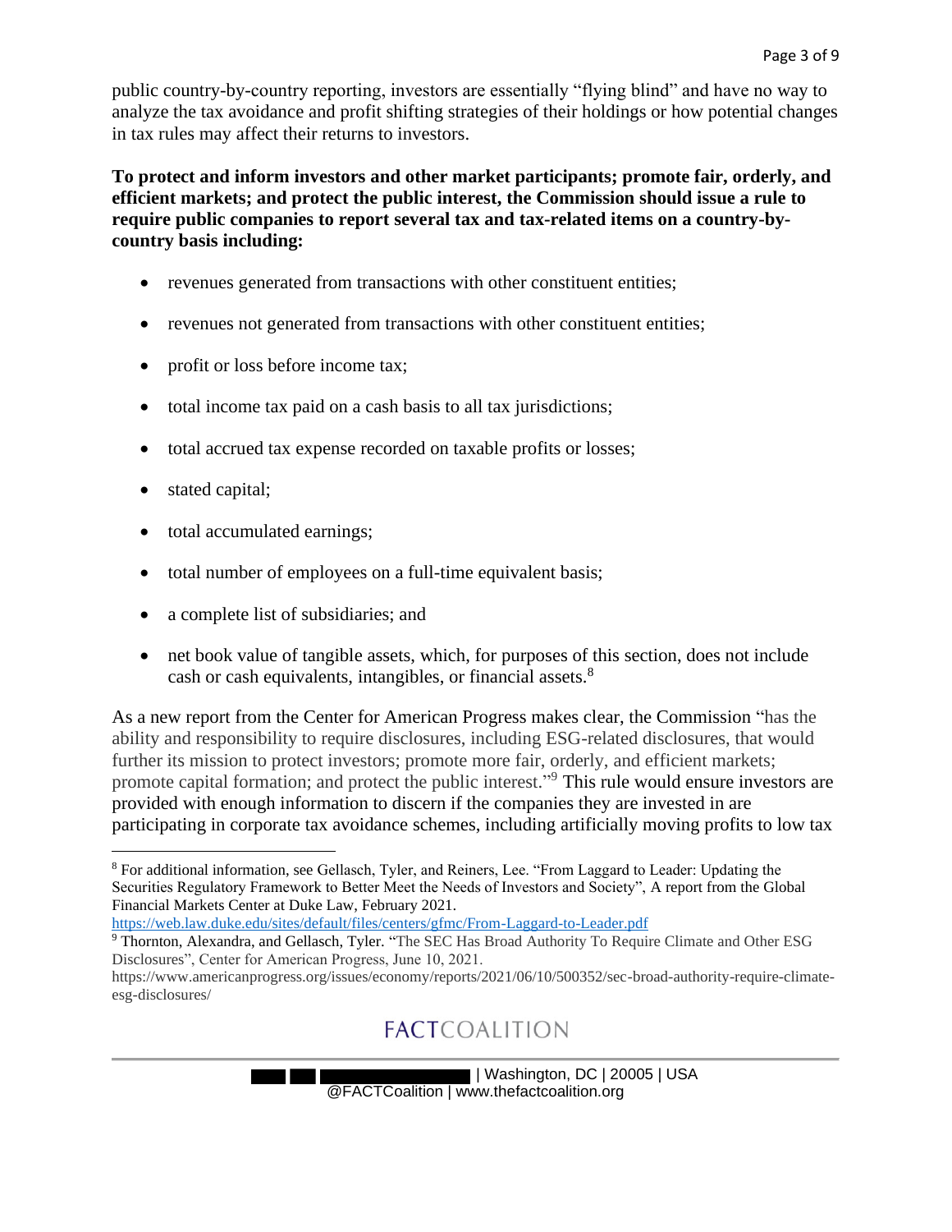public country-by-country reporting, investors are essentially "flying blind" and have no way to analyze the tax avoidance and profit shifting strategies of their holdings or how potential changes in tax rules may affect their returns to investors.

**To protect and inform investors and other market participants; promote fair, orderly, and efficient markets; and protect the public interest, the Commission should issue a rule to require public companies to report several tax and tax-related items on a country-by-country basis including:**

- revenues generated from transactions with other constituent entities;
- revenues not generated from transactions with other constituent entities;
- profit or loss before income tax;
- total income tax paid on a cash basis to all tax jurisdictions;
- total accrued tax expense recorded on taxable profits or losses;
- stated capital;
- total accumulated earnings;
- total number of employees on a full-time equivalent basis;
- a complete list of subsidiaries; and
- net book value of tangible assets, which, for purposes of this section, does not include cash or cash equivalents, intangibles, or financial assets.[8]

As a new report from the Center for American Progress makes clear, the Commission "has the ability and responsibility to require disclosures, including ESG-related disclosures, that would further its mission to protect investors; promote more fair, orderly, and efficient markets; promote capital formation; and protect the public interest."[9] This rule would ensure investors are provided with enough information to discern if the companies they are invested in are participating in corporate tax avoidance schemes, including artificially moving profits to low tax

---

[8] For additional information, see Gellasch, Tyler, and Reiners, Lee. "From Laggard to Leader: Updating the Securities Regulatory Framework to Better Meet the Needs of Investors and Society", A report from the Global Financial Markets Center at Duke Law, February 2021. https://web.law.duke.edu/sites/default/files/centers/gfmc/From-Laggard-to-Leader.pdf

[9] Thornton, Alexandra, and Gellasch, Tyler. "The SEC Has Broad Authority To Require Climate and Other ESG Disclosures", Center for American Progress, June 10, 2021. https://www.americanprogress.org/issues/economy/reports/2021/06/10/500352/sec-broad-authority-require-climate-esg-disclosures/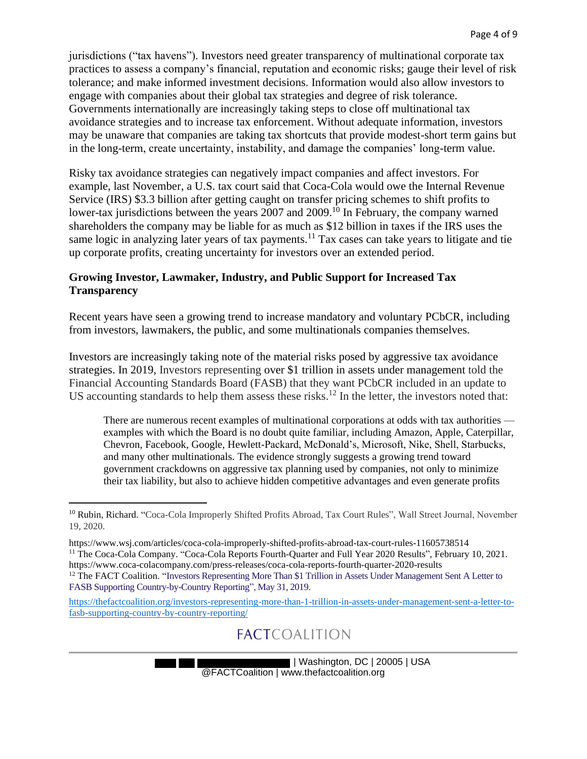jurisdictions ("tax havens"). Investors need greater transparency of multinational corporate tax practices to assess a company's financial, reputation and economic risks; gauge their level of risk tolerance; and make informed investment decisions. Information would also allow investors to engage with companies about their global tax strategies and degree of risk tolerance. Governments internationally are increasingly taking steps to close off multinational tax avoidance strategies and to increase tax enforcement. Without adequate information, investors may be unaware that companies are taking tax shortcuts that provide modest-short term gains but in the long-term, create uncertainty, instability, and damage the companies' long-term value.

Risky tax avoidance strategies can negatively impact companies and affect investors. For example, last November, a U.S. tax court said that Coca-Cola would owe the Internal Revenue Service (IRS) $3.3 billion after getting caught on transfer pricing schemes to shift profits to lower-tax jurisdictions between the years 2007 and 2009.[10] In February, the company warned shareholders the company may be liable for as much as $12 billion in taxes if the IRS uses the same logic in analyzing later years of tax payments.[11] Tax cases can take years to litigate and tie up corporate profits, creating uncertainty for investors over an extended period.

**Growing Investor, Lawmaker, Industry, and Public Support for Increased Tax Transparency**

Recent years have seen a growing trend to increase mandatory and voluntary PCbCR, including from investors, lawmakers, the public, and some multinationals companies themselves.

Investors are increasingly taking note of the material risks posed by aggressive tax avoidance strategies. In 2019, Investors representing over $1 trillion in assets under management told the Financial Accounting Standards Board (FASB) that they want PCbCR included in an update to US accounting standards to help them assess these risks.[12] In the letter, the investors noted that:

> There are numerous recent examples of multinational corporations at odds with tax authorities — examples with which the Board is no doubt quite familiar, including Amazon, Apple, Caterpillar, Chevron, Facebook, Google, Hewlett-Packard, McDonald's, Microsoft, Nike, Shell, Starbucks, and many other multinationals. The evidence strongly suggests a growing trend toward government crackdowns on aggressive tax planning used by companies, not only to minimize their tax liability, but also to achieve hidden competitive advantages and even generate profits

---

[10] Rubin, Richard. "Coca-Cola Improperly Shifted Profits Abroad, Tax Court Rules", Wall Street Journal, November 19, 2020.

https://www.wsj.com/articles/coca-cola-improperly-shifted-profits-abroad-tax-court-rules-11605738514

[11] The Coca-Cola Company. "Coca-Cola Reports Fourth-Quarter and Full Year 2020 Results", February 10, 2021. https://www.coca-colacompany.com/press-releases/coca-cola-reports-fourth-quarter-2020-results

[12] The FACT Coalition. "Investors Representing More Than $1 Trillion in Assets Under Management Sent A Letter to FASB Supporting Country-by-Country Reporting", May 31, 2019.

https://thefactcoalition.org/investors-representing-more-than-1-trillion-in-assets-under-management-sent-a-letter-to-fasb-supporting-country-by-country-reporting/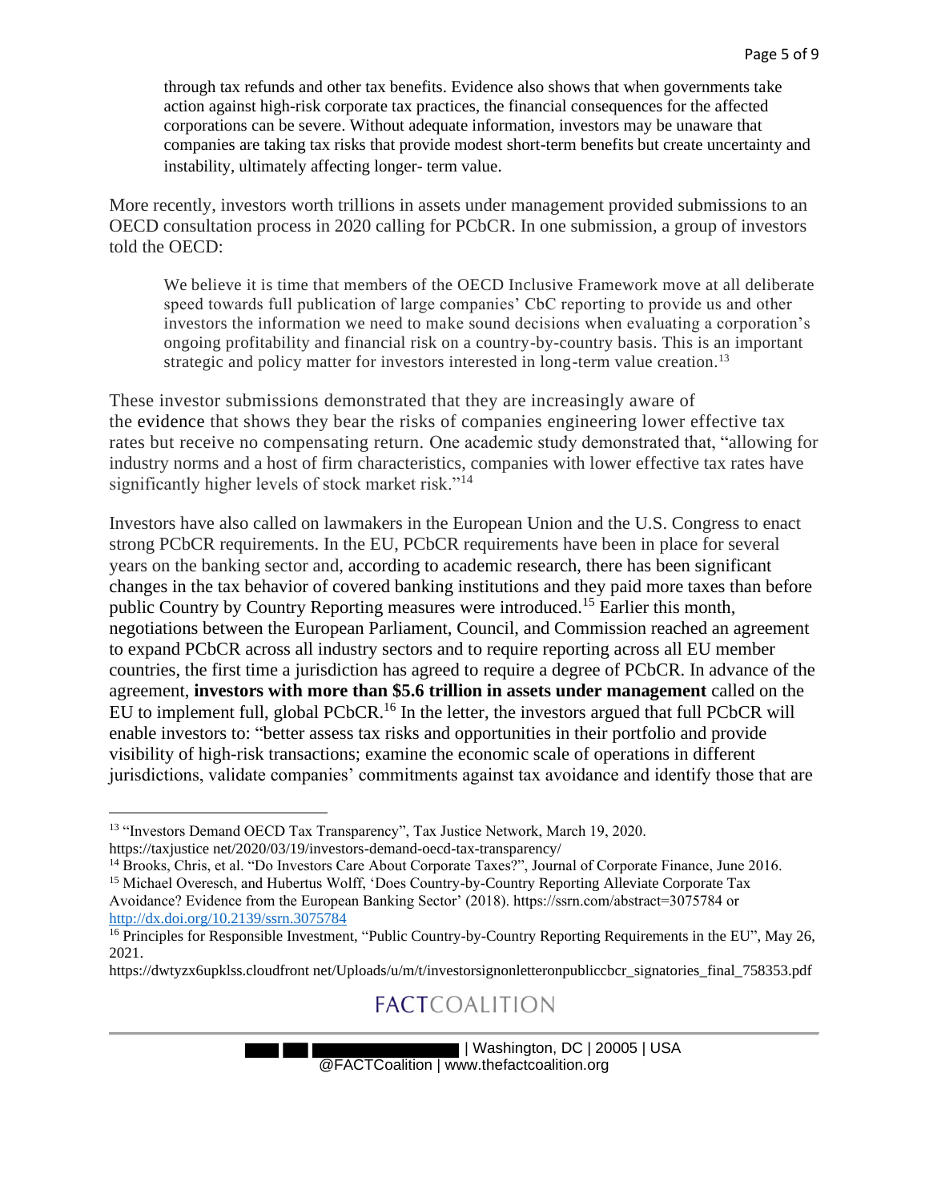> through tax refunds and other tax benefits. Evidence also shows that when governments take action against high-risk corporate tax practices, the financial consequences for the affected corporations can be severe. Without adequate information, investors may be unaware that companies are taking tax risks that provide modest short-term benefits but create uncertainty and instability, ultimately affecting longer- term value.

More recently, investors worth trillions in assets under management provided submissions to an OECD consultation process in 2020 calling for PCbCR. In one submission, a group of investors told the OECD:

> We believe it is time that members of the OECD Inclusive Framework move at all deliberate speed towards full publication of large companies' CbC reporting to provide us and other investors the information we need to make sound decisions when evaluating a corporation's ongoing profitability and financial risk on a country-by-country basis. This is an important strategic and policy matter for investors interested in long-term value creation.[13]

These investor submissions demonstrated that they are increasingly aware of the evidence that shows they bear the risks of companies engineering lower effective tax rates but receive no compensating return. One academic study demonstrated that, "allowing for industry norms and a host of firm characteristics, companies with lower effective tax rates have significantly higher levels of stock market risk."[14]

Investors have also called on lawmakers in the European Union and the U.S. Congress to enact strong PCbCR requirements. In the EU, PCbCR requirements have been in place for several years on the banking sector and, according to academic research, there has been significant changes in the tax behavior of covered banking institutions and they paid more taxes than before public Country by Country Reporting measures were introduced.[15] Earlier this month, negotiations between the European Parliament, Council, and Commission reached an agreement to expand PCbCR across all industry sectors and to require reporting across all EU member countries, the first time a jurisdiction has agreed to require a degree of PCbCR. In advance of the agreement, **investors with more than $5.6 trillion in assets under management** called on the EU to implement full, global PCbCR.[16] In the letter, the investors argued that full PCbCR will enable investors to: "better assess tax risks and opportunities in their portfolio and provide visibility of high-risk transactions; examine the economic scale of operations in different jurisdictions, validate companies' commitments against tax avoidance and identify those that are

---

[13] "Investors Demand OECD Tax Transparency", Tax Justice Network, March 19, 2020. https://taxjustice net/2020/03/19/investors-demand-oecd-tax-transparency/

[14] Brooks, Chris, et al. "Do Investors Care About Corporate Taxes?", Journal of Corporate Finance, June 2016.

[15] Michael Overesch, and Hubertus Wolff, 'Does Country-by-Country Reporting Alleviate Corporate Tax Avoidance? Evidence from the European Banking Sector' (2018). https://ssrn.com/abstract=3075784 or http://dx.doi.org/10.2139/ssrn.3075784

[16] Principles for Responsible Investment, "Public Country-by-Country Reporting Requirements in the EU", May 26, 2021. https://dwtyzx6upklss.cloudfront net/Uploads/u/m/t/investorsignonletteronpubliccbcr_signatories_final_758353.pdf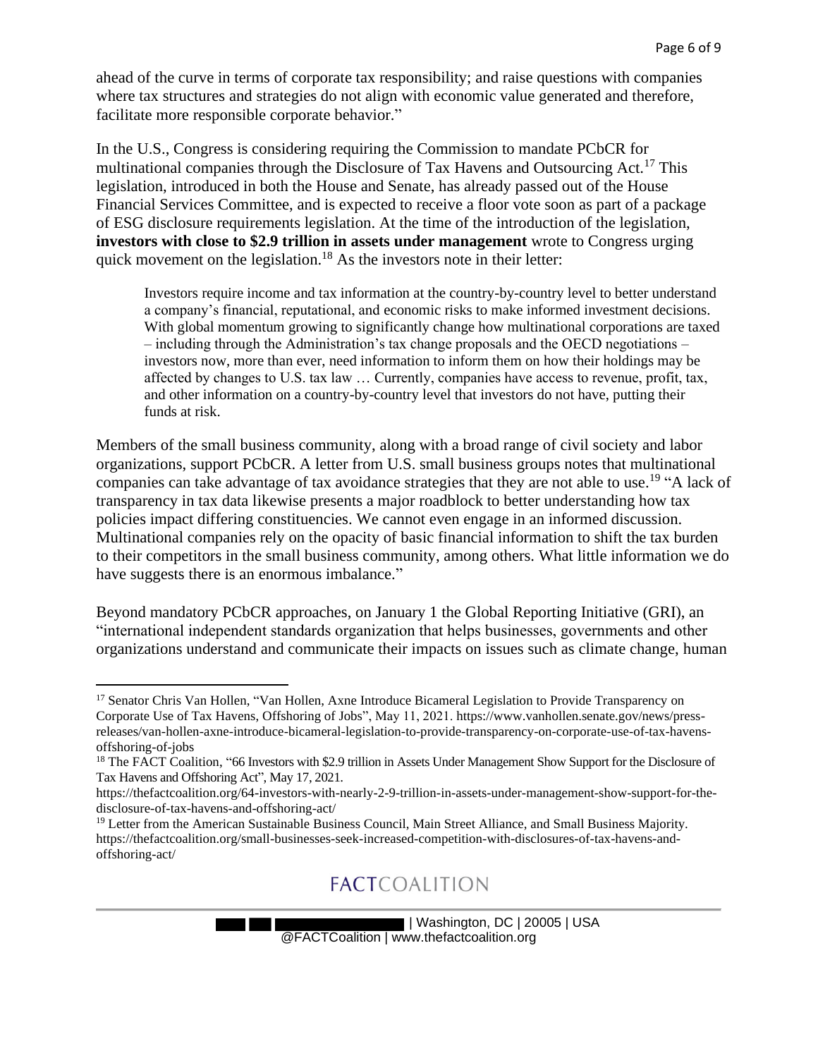ahead of the curve in terms of corporate tax responsibility; and raise questions with companies where tax structures and strategies do not align with economic value generated and therefore, facilitate more responsible corporate behavior."

In the U.S., Congress is considering requiring the Commission to mandate PCbCR for multinational companies through the Disclosure of Tax Havens and Outsourcing Act.[17] This legislation, introduced in both the House and Senate, has already passed out of the House Financial Services Committee, and is expected to receive a floor vote soon as part of a package of ESG disclosure requirements legislation. At the time of the introduction of the legislation, **investors with close to $2.9 trillion in assets under management** wrote to Congress urging quick movement on the legislation.[18] As the investors note in their letter:

> Investors require income and tax information at the country-by-country level to better understand a company's financial, reputational, and economic risks to make informed investment decisions. With global momentum growing to significantly change how multinational corporations are taxed – including through the Administration's tax change proposals and the OECD negotiations – investors now, more than ever, need information to inform them on how their holdings may be affected by changes to U.S. tax law … Currently, companies have access to revenue, profit, tax, and other information on a country-by-country level that investors do not have, putting their funds at risk.

Members of the small business community, along with a broad range of civil society and labor organizations, support PCbCR. A letter from U.S. small business groups notes that multinational companies can take advantage of tax avoidance strategies that they are not able to use.[19] "A lack of transparency in tax data likewise presents a major roadblock to better understanding how tax policies impact differing constituencies. We cannot even engage in an informed discussion. Multinational companies rely on the opacity of basic financial information to shift the tax burden to their competitors in the small business community, among others. What little information we do have suggests there is an enormous imbalance."

Beyond mandatory PCbCR approaches, on January 1 the Global Reporting Initiative (GRI), an "international independent standards organization that helps businesses, governments and other organizations understand and communicate their impacts on issues such as climate change, human

---

[17] Senator Chris Van Hollen, "Van Hollen, Axne Introduce Bicameral Legislation to Provide Transparency on Corporate Use of Tax Havens, Offshoring of Jobs", May 11, 2021. https://www.vanhollen.senate.gov/news/press-releases/van-hollen-axne-introduce-bicameral-legislation-to-provide-transparency-on-corporate-use-of-tax-havens-offshoring-of-jobs

[18] The FACT Coalition, "66 Investors with $2.9 trillion in Assets Under Management Show Support for the Disclosure of Tax Havens and Offshoring Act", May 17, 2021. https://thefactcoalition.org/64-investors-with-nearly-2-9-trillion-in-assets-under-management-show-support-for-the-disclosure-of-tax-havens-and-offshoring-act/

[19] Letter from the American Sustainable Business Council, Main Street Alliance, and Small Business Majority. https://thefactcoalition.org/small-businesses-seek-increased-competition-with-disclosures-of-tax-havens-and-offshoring-act/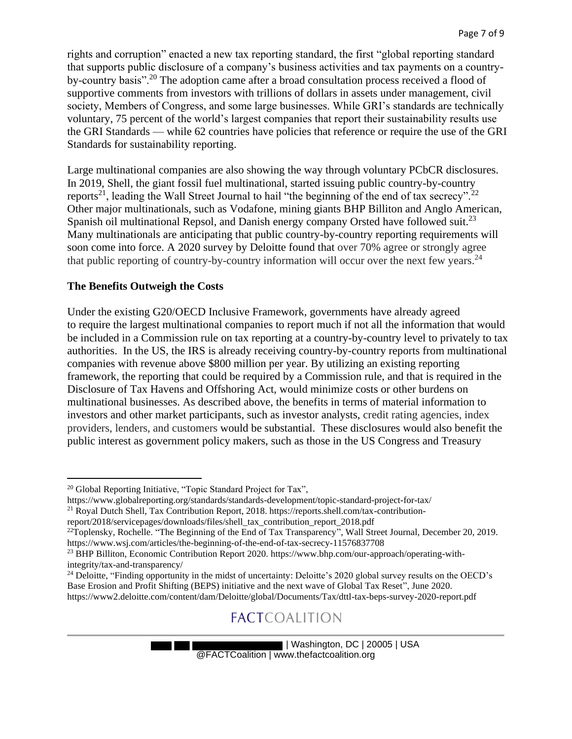rights and corruption" enacted a new tax reporting standard, the first "global reporting standard that supports public disclosure of a company's business activities and tax payments on a country-by-country basis".[20] The adoption came after a broad consultation process received a flood of supportive comments from investors with trillions of dollars in assets under management, civil society, Members of Congress, and some large businesses. While GRI's standards are technically voluntary, 75 percent of the world's largest companies that report their sustainability results use the GRI Standards — while 62 countries have policies that reference or require the use of the GRI Standards for sustainability reporting.

Large multinational companies are also showing the way through voluntary PCbCR disclosures. In 2019, Shell, the giant fossil fuel multinational, started issuing public country-by-country reports[21], leading the Wall Street Journal to hail "the beginning of the end of tax secrecy".[22] Other major multinationals, such as Vodafone, mining giants BHP Billiton and Anglo American, Spanish oil multinational Repsol, and Danish energy company Orsted have followed suit.[23] Many multinationals are anticipating that public country-by-country reporting requirements will soon come into force. A 2020 survey by Deloitte found that over 70% agree or strongly agree that public reporting of country-by-country information will occur over the next few years.[24]

**The Benefits Outweigh the Costs**

Under the existing G20/OECD Inclusive Framework, governments have already agreed to require the largest multinational companies to report much if not all the information that would be included in a Commission rule on tax reporting at a country-by-country level to privately to tax authorities. In the US, the IRS is already receiving country-by-country reports from multinational companies with revenue above $800 million per year. By utilizing an existing reporting framework, the reporting that could be required by a Commission rule, and that is required in the Disclosure of Tax Havens and Offshoring Act, would minimize costs or other burdens on multinational businesses. As described above, the benefits in terms of material information to investors and other market participants, such as investor analysts, credit rating agencies, index providers, lenders, and customers would be substantial. These disclosures would also benefit the public interest as government policy makers, such as those in the US Congress and Treasury

---

[20] Global Reporting Initiative, "Topic Standard Project for Tax", https://www.globalreporting.org/standards/standards-development/topic-standard-project-for-tax/

[21] Royal Dutch Shell, Tax Contribution Report, 2018. https://reports.shell.com/tax-contribution-report/2018/servicepages/downloads/files/shell_tax_contribution_report_2018.pdf

[22] Toplensky, Rochelle. "The Beginning of the End of Tax Transparency", Wall Street Journal, December 20, 2019. https://www.wsj.com/articles/the-beginning-of-the-end-of-tax-secrecy-11576837708

[23] BHP Billiton, Economic Contribution Report 2020. https://www.bhp.com/our-approach/operating-with-integrity/tax-and-transparency/

[24] Deloitte, "Finding opportunity in the midst of uncertainty: Deloitte's 2020 global survey results on the OECD's Base Erosion and Profit Shifting (BEPS) initiative and the next wave of Global Tax Reset", June 2020. https://www2.deloitte.com/content/dam/Deloitte/global/Documents/Tax/dttl-tax-beps-survey-2020-report.pdf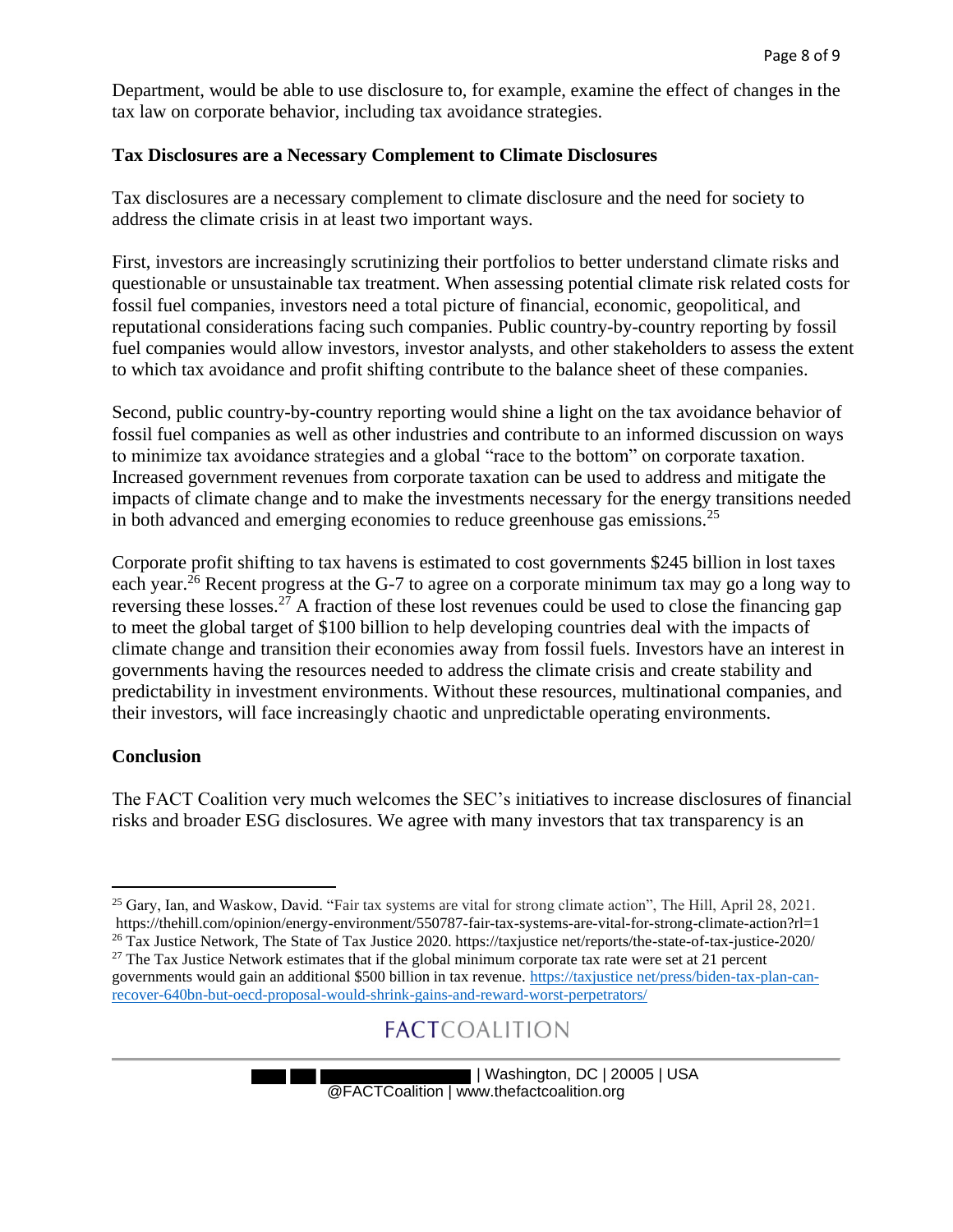Department, would be able to use disclosure to, for example, examine the effect of changes in the tax law on corporate behavior, including tax avoidance strategies.

**Tax Disclosures are a Necessary Complement to Climate Disclosures**

Tax disclosures are a necessary complement to climate disclosure and the need for society to address the climate crisis in at least two important ways.

First, investors are increasingly scrutinizing their portfolios to better understand climate risks and questionable or unsustainable tax treatment. When assessing potential climate risk related costs for fossil fuel companies, investors need a total picture of financial, economic, geopolitical, and reputational considerations facing such companies. Public country-by-country reporting by fossil fuel companies would allow investors, investor analysts, and other stakeholders to assess the extent to which tax avoidance and profit shifting contribute to the balance sheet of these companies.

Second, public country-by-country reporting would shine a light on the tax avoidance behavior of fossil fuel companies as well as other industries and contribute to an informed discussion on ways to minimize tax avoidance strategies and a global "race to the bottom" on corporate taxation. Increased government revenues from corporate taxation can be used to address and mitigate the impacts of climate change and to make the investments necessary for the energy transitions needed in both advanced and emerging economies to reduce greenhouse gas emissions.[25]

Corporate profit shifting to tax havens is estimated to cost governments $245 billion in lost taxes each year.[26] Recent progress at the G-7 to agree on a corporate minimum tax may go a long way to reversing these losses.[27] A fraction of these lost revenues could be used to close the financing gap to meet the global target of $100 billion to help developing countries deal with the impacts of climate change and transition their economies away from fossil fuels. Investors have an interest in governments having the resources needed to address the climate crisis and create stability and predictability in investment environments. Without these resources, multinational companies, and their investors, will face increasingly chaotic and unpredictable operating environments.

**Conclusion**

The FACT Coalition very much welcomes the SEC's initiatives to increase disclosures of financial risks and broader ESG disclosures. We agree with many investors that tax transparency is an

---

[25] Gary, Ian, and Waskow, David. "Fair tax systems are vital for strong climate action", The Hill, April 28, 2021. https://thehill.com/opinion/energy-environment/550787-fair-tax-systems-are-vital-for-strong-climate-action?rl=1

[26] Tax Justice Network, The State of Tax Justice 2020. https://taxjustice net/reports/the-state-of-tax-justice-2020/

[27] The Tax Justice Network estimates that if the global minimum corporate tax rate were set at 21 percent governments would gain an additional $500 billion in tax revenue. https://taxjustice net/press/biden-tax-plan-can-recover-640bn-but-oecd-proposal-would-shrink-gains-and-reward-worst-perpetrators/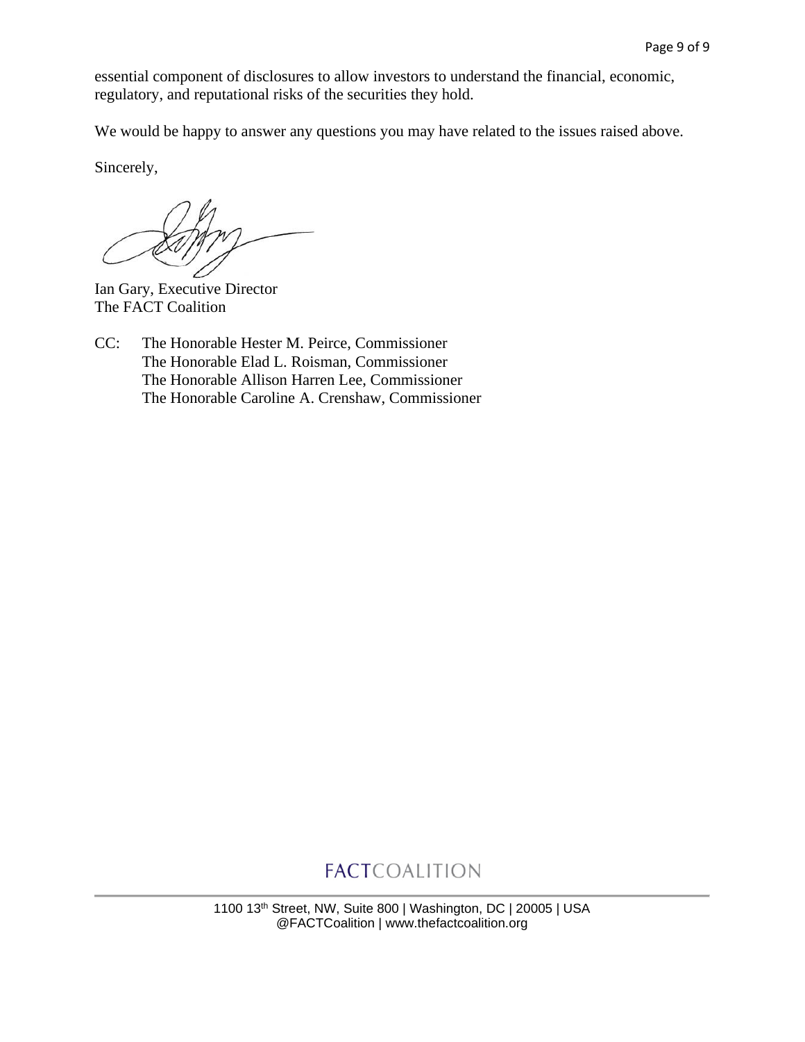essential component of disclosures to allow investors to understand the financial, economic, regulatory, and reputational risks of the securities they hold.

We would be happy to answer any questions you may have related to the issues raised above.

Sincerely,

Ian Gary, Executive Director
The FACT Coalition

CC: The Honorable Hester M. Peirce, Commissioner
The Honorable Elad L. Roisman, Commissioner
The Honorable Allison Harren Lee, Commissioner
The Honorable Caroline A. Crenshaw, Commissioner